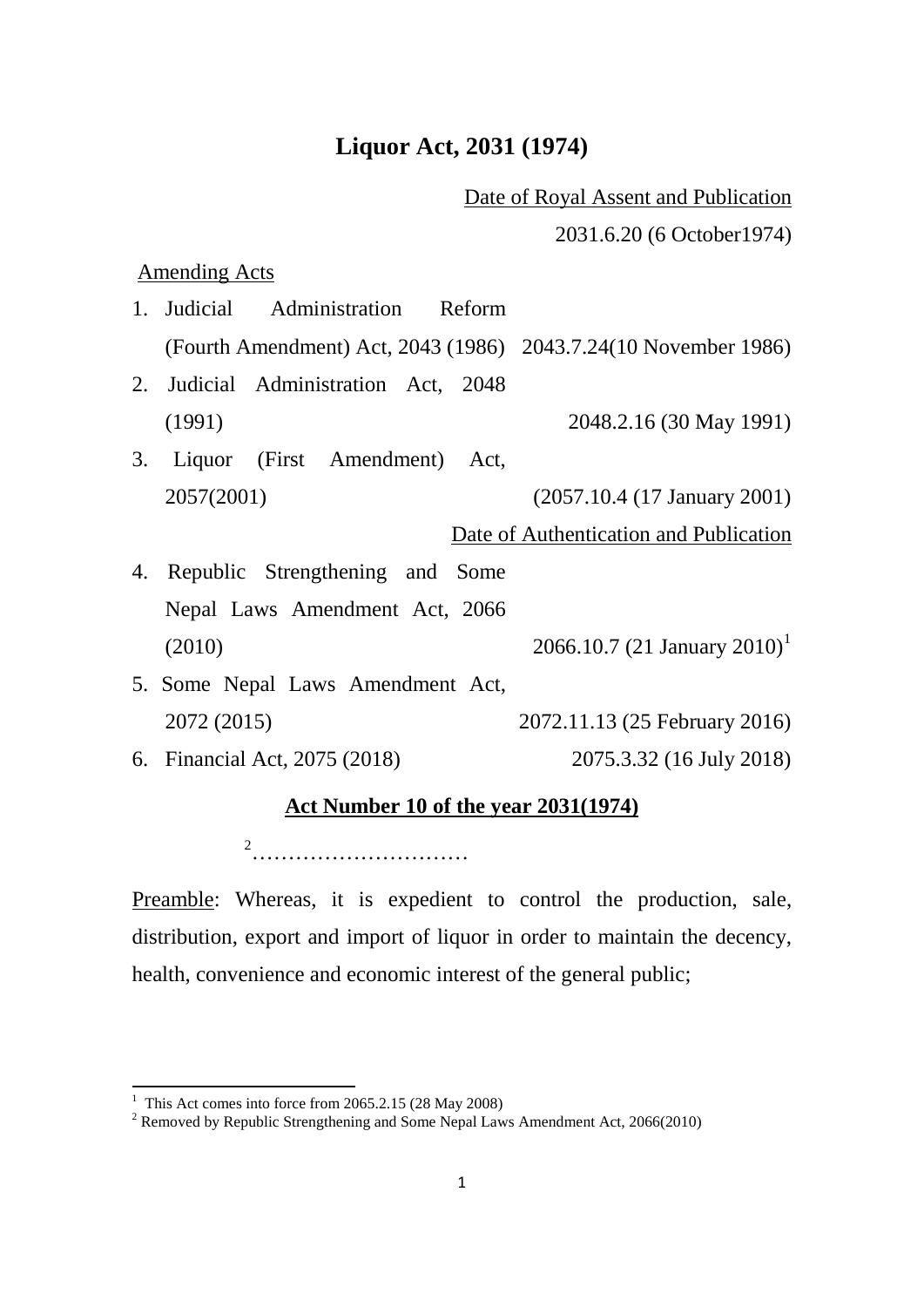# Liquor Act, 2031 (1974)

Date of Royal Assent and Publication

2031.6.20 (6 October1974)

Amending Acts

| | |
|---|---|
| 1. Judicial Administration Reform (Fourth Amendment) Act, 2043 (1986) | 2043.7.24(10 November 1986) |
| 2. Judicial Administration Act, 2048 (1991) | 2048.2.16 (30 May 1991) |
| 3. Liquor (First Amendment) Act, 2057(2001) | (2057.10.4 (17 January 2001) |
| | Date of Authentication and Publication |
| 4. Republic Strengthening and Some Nepal Laws Amendment Act, 2066 (2010) | 2066.10.7 (21 January 2010)[1] |
| 5. Some Nepal Laws Amendment Act, 2072 (2015) | 2072.11.13 (25 February 2016) |
| 6. Financial Act, 2075 (2018) | 2075.3.32 (16 July 2018) |

**Act Number 10 of the year 2031(1974)**

[2]…………………………

Preamble: Whereas, it is expedient to control the production, sale, distribution, export and import of liquor in order to maintain the decency, health, convenience and economic interest of the general public;

---

[1] This Act comes into force from 2065.2.15 (28 May 2008)

[2] Removed by Republic Strengthening and Some Nepal Laws Amendment Act, 2066(2010)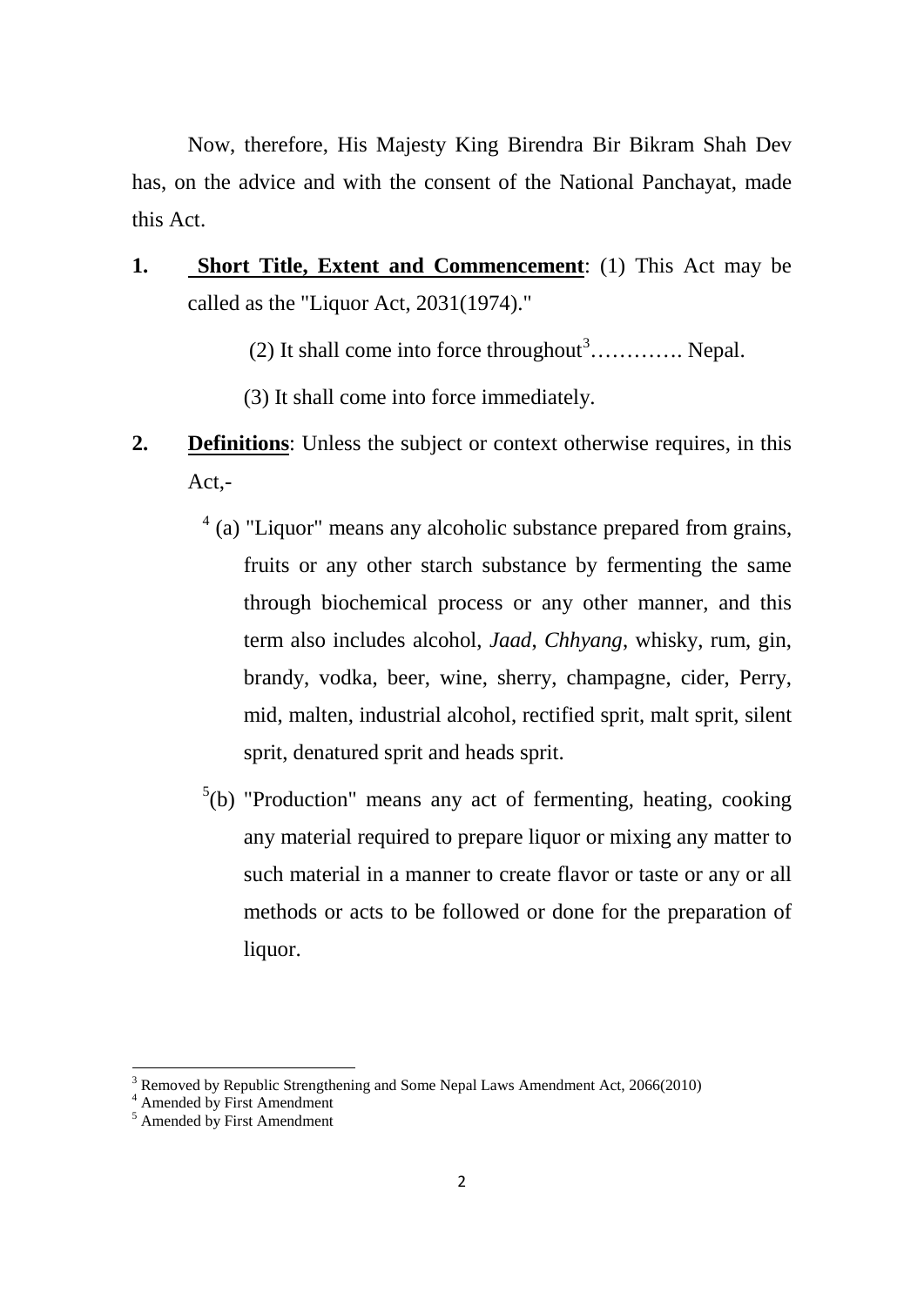Now, therefore, His Majesty King Birendra Bir Bikram Shah Dev has, on the advice and with the consent of the National Panchayat, made this Act.

**1. Short Title, Extent and Commencement**: (1) This Act may be called as the "Liquor Act, 2031(1974)."

(2) It shall come into force throughout[3]…………. Nepal.

(3) It shall come into force immediately.

**2. Definitions**: Unless the subject or context otherwise requires, in this Act,-

[4] (a) "Liquor" means any alcoholic substance prepared from grains, fruits or any other starch substance by fermenting the same through biochemical process or any other manner, and this term also includes alcohol, *Jaad*, *Chhyang*, whisky, rum, gin, brandy, vodka, beer, wine, sherry, champagne, cider, Perry, mid, malten, industrial alcohol, rectified sprit, malt sprit, silent sprit, denatured sprit and heads sprit.

[5](b) "Production" means any act of fermenting, heating, cooking any material required to prepare liquor or mixing any matter to such material in a manner to create flavor or taste or any or all methods or acts to be followed or done for the preparation of liquor.

---

[3] Removed by Republic Strengthening and Some Nepal Laws Amendment Act, 2066(2010)

[4] Amended by First Amendment

[5] Amended by First Amendment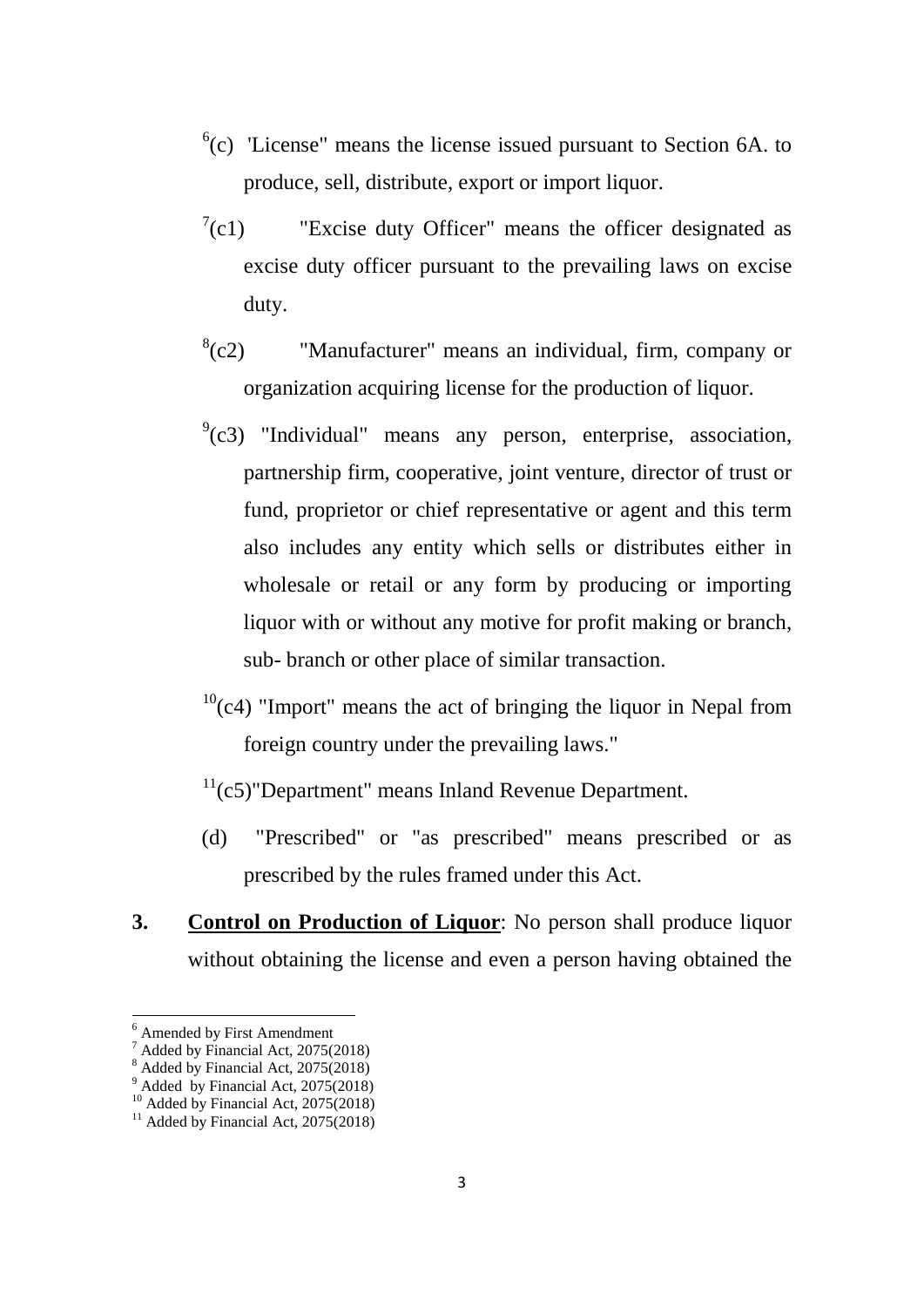[6](c) 'License" means the license issued pursuant to Section 6A. to produce, sell, distribute, export or import liquor.

[7](c1) "Excise duty Officer" means the officer designated as excise duty officer pursuant to the prevailing laws on excise duty.

[8](c2) "Manufacturer" means an individual, firm, company or organization acquiring license for the production of liquor.

[9](c3) "Individual" means any person, enterprise, association, partnership firm, cooperative, joint venture, director of trust or fund, proprietor or chief representative or agent and this term also includes any entity which sells or distributes either in wholesale or retail or any form by producing or importing liquor with or without any motive for profit making or branch, sub- branch or other place of similar transaction.

[10](c4) "Import" means the act of bringing the liquor in Nepal from foreign country under the prevailing laws."

[11](c5)"Department" means Inland Revenue Department.

(d) "Prescribed" or "as prescribed" means prescribed or as prescribed by the rules framed under this Act.

**3. Control on Production of Liquor**: No person shall produce liquor without obtaining the license and even a person having obtained the

---

[6] Amended by First Amendment

[7] Added by Financial Act, 2075(2018)

[8] Added by Financial Act, 2075(2018)

[9] Added by Financial Act, 2075(2018)

[10] Added by Financial Act, 2075(2018)

[11] Added by Financial Act, 2075(2018)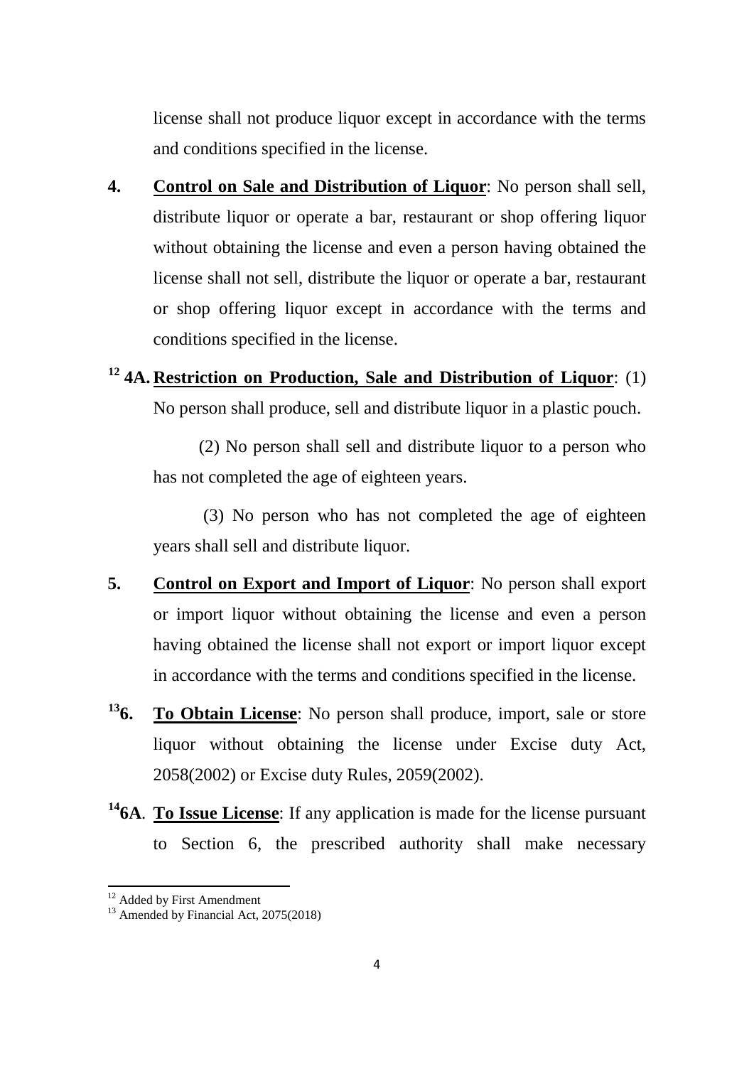license shall not produce liquor except in accordance with the terms and conditions specified in the license.

**4.** **Control on Sale and Distribution of Liquor**: No person shall sell, distribute liquor or operate a bar, restaurant or shop offering liquor without obtaining the license and even a person having obtained the license shall not sell, distribute the liquor or operate a bar, restaurant or shop offering liquor except in accordance with the terms and conditions specified in the license.

[12] **4A.** **Restriction on Production, Sale and Distribution of Liquor**: (1) No person shall produce, sell and distribute liquor in a plastic pouch.

(2) No person shall sell and distribute liquor to a person who has not completed the age of eighteen years.

(3) No person who has not completed the age of eighteen years shall sell and distribute liquor.

**5.** **Control on Export and Import of Liquor**: No person shall export or import liquor without obtaining the license and even a person having obtained the license shall not export or import liquor except in accordance with the terms and conditions specified in the license.

[13]**6.** **To Obtain License**: No person shall produce, import, sale or store liquor without obtaining the license under Excise duty Act, 2058(2002) or Excise duty Rules, 2059(2002).

[14]**6A**. **To Issue License**: If any application is made for the license pursuant to Section 6, the prescribed authority shall make necessary

---

[12] Added by First Amendment

[13] Amended by Financial Act, 2075(2018)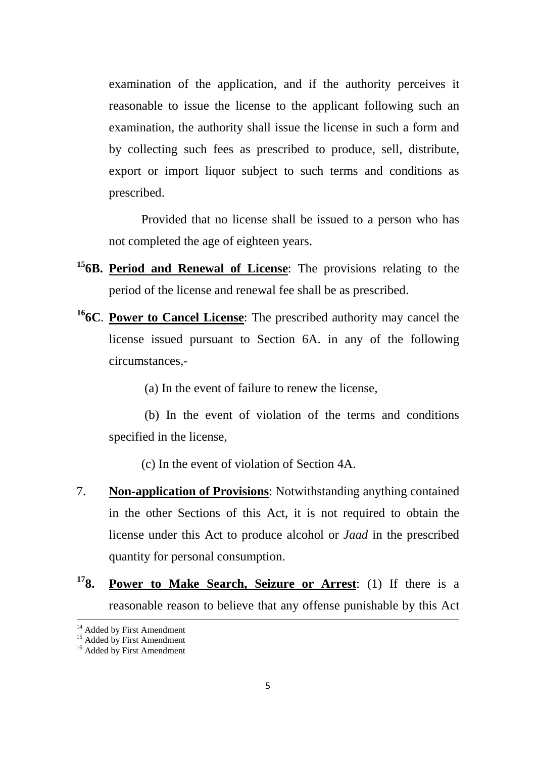examination of the application, and if the authority perceives it reasonable to issue the license to the applicant following such an examination, the authority shall issue the license in such a form and by collecting such fees as prescribed to produce, sell, distribute, export or import liquor subject to such terms and conditions as prescribed.

Provided that no license shall be issued to a person who has not completed the age of eighteen years.

[15]**6B. Period and Renewal of License**: The provisions relating to the period of the license and renewal fee shall be as prescribed.

[16]**6C**. **Power to Cancel License**: The prescribed authority may cancel the license issued pursuant to Section 6A. in any of the following circumstances,-

(a) In the event of failure to renew the license,

(b) In the event of violation of the terms and conditions specified in the license,

(c) In the event of violation of Section 4A.

7. **Non-application of Provisions**: Notwithstanding anything contained in the other Sections of this Act, it is not required to obtain the license under this Act to produce alcohol or *Jaad* in the prescribed quantity for personal consumption.

[17]**8. Power to Make Search, Seizure or Arrest**: (1) If there is a reasonable reason to believe that any offense punishable by this Act

---

[14] Added by First Amendment
[15] Added by First Amendment
[16] Added by First Amendment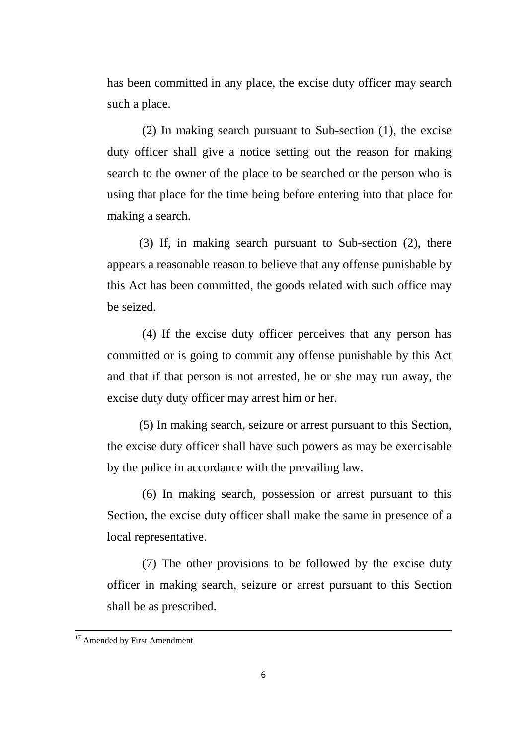has been committed in any place, the excise duty officer may search such a place.

(2) In making search pursuant to Sub-section (1), the excise duty officer shall give a notice setting out the reason for making search to the owner of the place to be searched or the person who is using that place for the time being before entering into that place for making a search.

(3) If, in making search pursuant to Sub-section (2), there appears a reasonable reason to believe that any offense punishable by this Act has been committed, the goods related with such office may be seized.

(4) If the excise duty officer perceives that any person has committed or is going to commit any offense punishable by this Act and that if that person is not arrested, he or she may run away, the excise duty duty officer may arrest him or her.

(5) In making search, seizure or arrest pursuant to this Section, the excise duty officer shall have such powers as may be exercisable by the police in accordance with the prevailing law.

(6) In making search, possession or arrest pursuant to this Section, the excise duty officer shall make the same in presence of a local representative.

(7) The other provisions to be followed by the excise duty officer in making search, seizure or arrest pursuant to this Section shall be as prescribed.

---

[17] Amended by First Amendment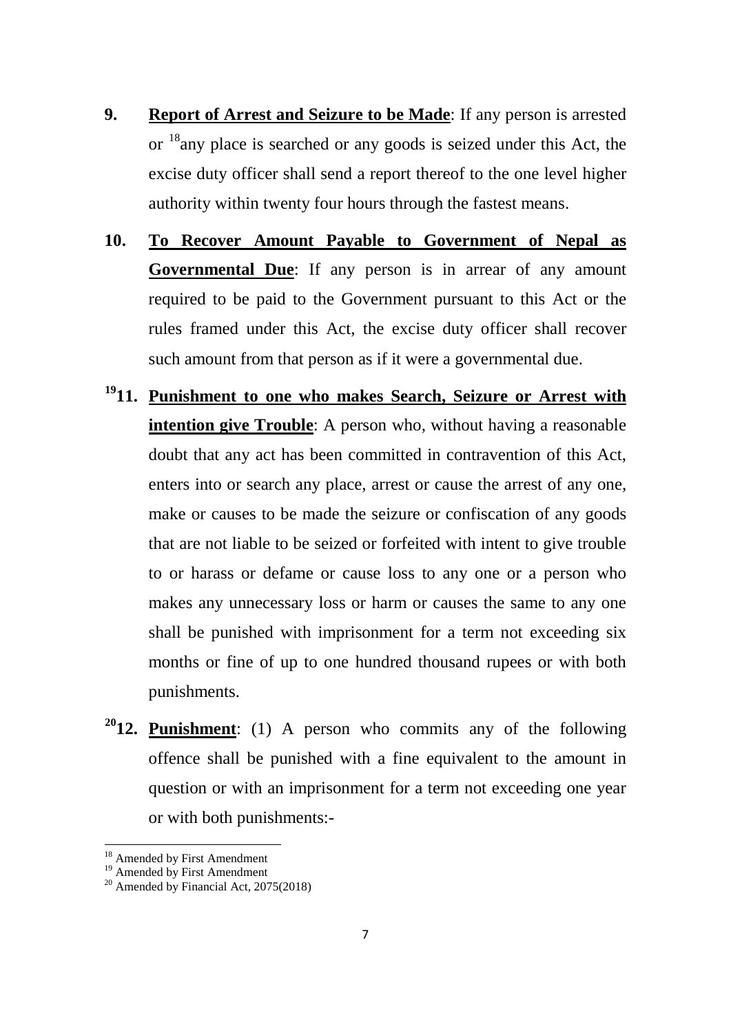**9.** **Report of Arrest and Seizure to be Made**: If any person is arrested or [18]any place is searched or any goods is seized under this Act, the excise duty officer shall send a report thereof to the one level higher authority within twenty four hours through the fastest means.

**10.** **To Recover Amount Payable to Government of Nepal as Governmental Due**: If any person is in arrear of any amount required to be paid to the Government pursuant to this Act or the rules framed under this Act, the excise duty officer shall recover such amount from that person as if it were a governmental due.

[19]**11.** **Punishment to one who makes Search, Seizure or Arrest with intention give Trouble**: A person who, without having a reasonable doubt that any act has been committed in contravention of this Act, enters into or search any place, arrest or cause the arrest of any one, make or causes to be made the seizure or confiscation of any goods that are not liable to be seized or forfeited with intent to give trouble to or harass or defame or cause loss to any one or a person who makes any unnecessary loss or harm or causes the same to any one shall be punished with imprisonment for a term not exceeding six months or fine of up to one hundred thousand rupees or with both punishments.

[20]**12.** **Punishment**: (1) A person who commits any of the following offence shall be punished with a fine equivalent to the amount in question or with an imprisonment for a term not exceeding one year or with both punishments:-

---

[18] Amended by First Amendment

[19] Amended by First Amendment

[20] Amended by Financial Act, 2075(2018)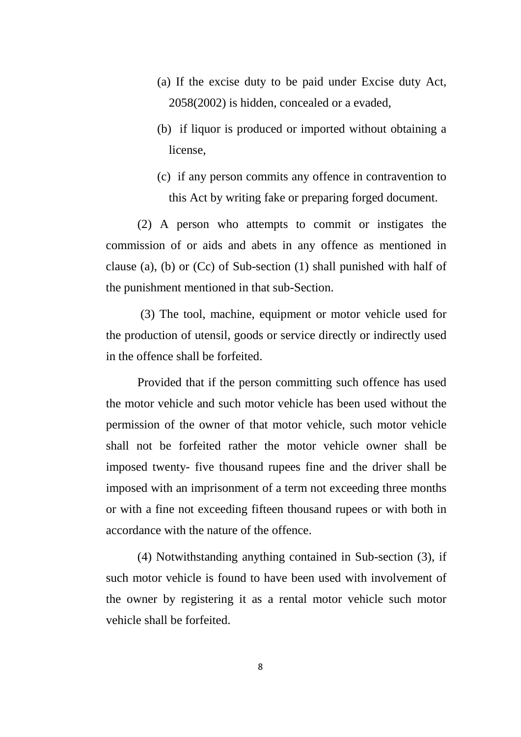(a) If the excise duty to be paid under Excise duty Act, 2058(2002) is hidden, concealed or a evaded,

(b) if liquor is produced or imported without obtaining a license,

(c) if any person commits any offence in contravention to this Act by writing fake or preparing forged document.

(2) A person who attempts to commit or instigates the commission of or aids and abets in any offence as mentioned in clause (a), (b) or (Cc) of Sub-section (1) shall punished with half of the punishment mentioned in that sub-Section.

(3) The tool, machine, equipment or motor vehicle used for the production of utensil, goods or service directly or indirectly used in the offence shall be forfeited.

Provided that if the person committing such offence has used the motor vehicle and such motor vehicle has been used without the permission of the owner of that motor vehicle, such motor vehicle shall not be forfeited rather the motor vehicle owner shall be imposed twenty- five thousand rupees fine and the driver shall be imposed with an imprisonment of a term not exceeding three months or with a fine not exceeding fifteen thousand rupees or with both in accordance with the nature of the offence.

(4) Notwithstanding anything contained in Sub-section (3), if such motor vehicle is found to have been used with involvement of the owner by registering it as a rental motor vehicle such motor vehicle shall be forfeited.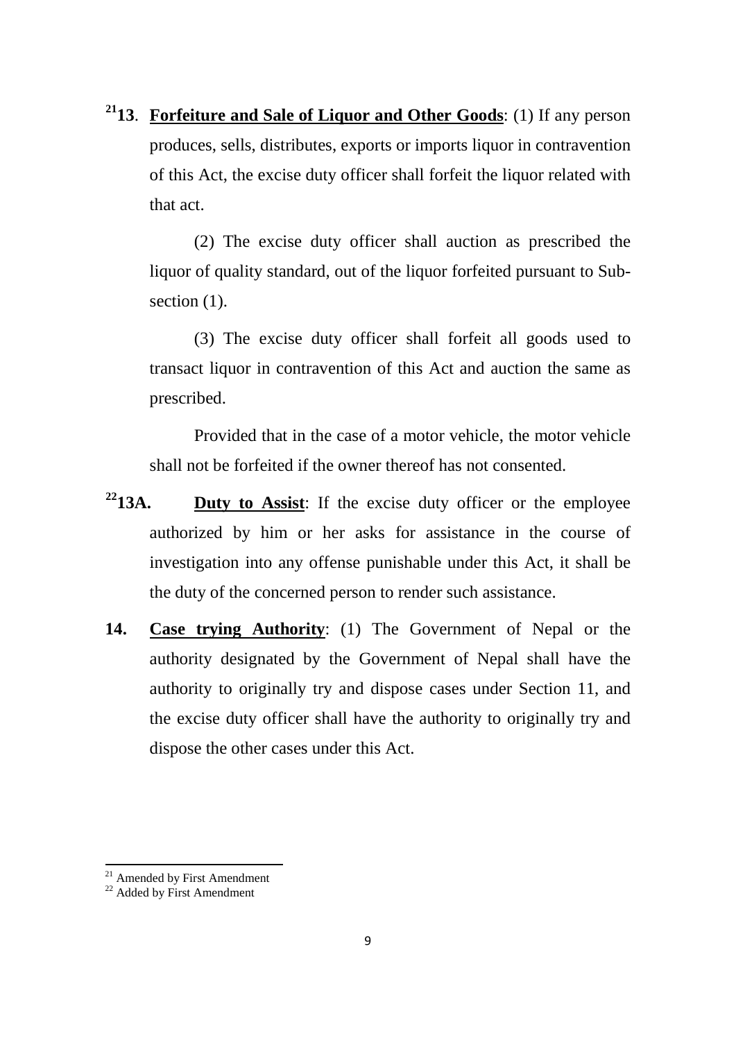[21]**13**. **Forfeiture and Sale of Liquor and Other Goods**: (1) If any person produces, sells, distributes, exports or imports liquor in contravention of this Act, the excise duty officer shall forfeit the liquor related with that act.

(2) The excise duty officer shall auction as prescribed the liquor of quality standard, out of the liquor forfeited pursuant to Sub-section (1).

(3) The excise duty officer shall forfeit all goods used to transact liquor in contravention of this Act and auction the same as prescribed.

Provided that in the case of a motor vehicle, the motor vehicle shall not be forfeited if the owner thereof has not consented.

[22]**13A.** **Duty to Assist**: If the excise duty officer or the employee authorized by him or her asks for assistance in the course of investigation into any offense punishable under this Act, it shall be the duty of the concerned person to render such assistance.

**14.** **Case trying Authority**: (1) The Government of Nepal or the authority designated by the Government of Nepal shall have the authority to originally try and dispose cases under Section 11, and the excise duty officer shall have the authority to originally try and dispose the other cases under this Act.

---

[21] Amended by First Amendment

[22] Added by First Amendment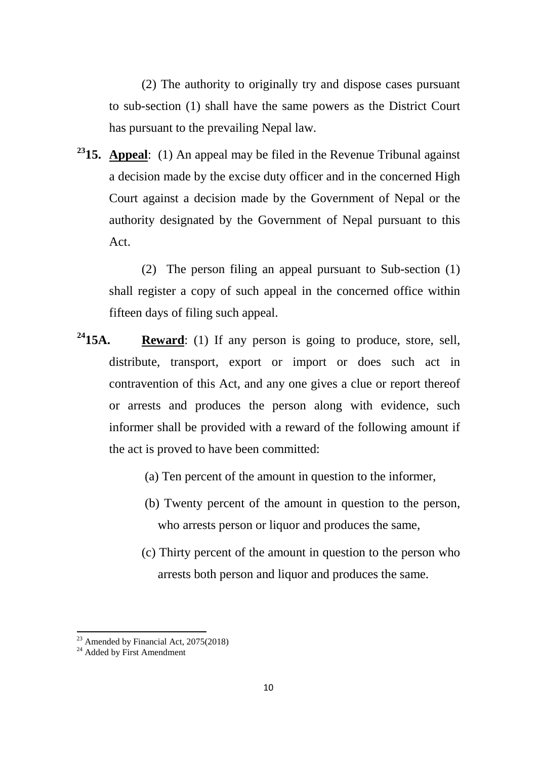(2) The authority to originally try and dispose cases pursuant to sub-section (1) shall have the same powers as the District Court has pursuant to the prevailing Nepal law.

[23]**15. Appeal**: (1) An appeal may be filed in the Revenue Tribunal against a decision made by the excise duty officer and in the concerned High Court against a decision made by the Government of Nepal or the authority designated by the Government of Nepal pursuant to this Act.

(2) The person filing an appeal pursuant to Sub-section (1) shall register a copy of such appeal in the concerned office within fifteen days of filing such appeal.

[24]**15A. Reward**: (1) If any person is going to produce, store, sell, distribute, transport, export or import or does such act in contravention of this Act, and any one gives a clue or report thereof or arrests and produces the person along with evidence, such informer shall be provided with a reward of the following amount if the act is proved to have been committed:

(a) Ten percent of the amount in question to the informer,

(b) Twenty percent of the amount in question to the person, who arrests person or liquor and produces the same,

(c) Thirty percent of the amount in question to the person who arrests both person and liquor and produces the same.

---

[23] Amended by Financial Act, 2075(2018)

[24] Added by First Amendment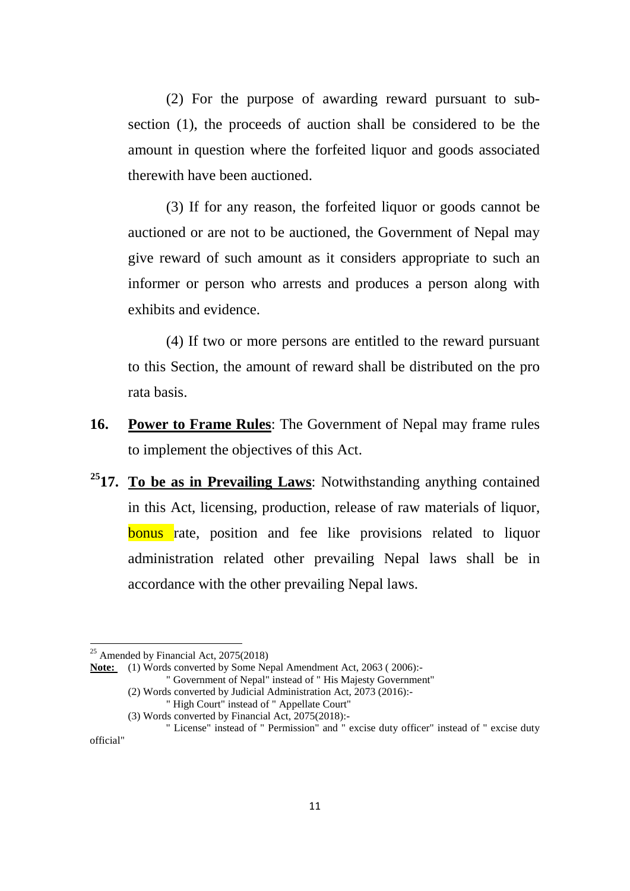(2) For the purpose of awarding reward pursuant to sub-section (1), the proceeds of auction shall be considered to be the amount in question where the forfeited liquor and goods associated therewith have been auctioned.

(3) If for any reason, the forfeited liquor or goods cannot be auctioned or are not to be auctioned, the Government of Nepal may give reward of such amount as it considers appropriate to such an informer or person who arrests and produces a person along with exhibits and evidence.

(4) If two or more persons are entitled to the reward pursuant to this Section, the amount of reward shall be distributed on the pro rata basis.

**16.** **Power to Frame Rules**: The Government of Nepal may frame rules to implement the objectives of this Act.

[25]**17.** **To be as in Prevailing Laws**: Notwithstanding anything contained in this Act, licensing, production, release of raw materials of liquor, bonus rate, position and fee like provisions related to liquor administration related other prevailing Nepal laws shall be in accordance with the other prevailing Nepal laws.

---

[25] Amended by Financial Act, 2075(2018)

**Note:** (1) Words converted by Some Nepal Amendment Act, 2063 ( 2006):-
" Government of Nepal" instead of " His Majesty Government"
(2) Words converted by Judicial Administration Act, 2073 (2016):-
" High Court" instead of " Appellate Court"
(3) Words converted by Financial Act, 2075(2018):-
" License" instead of " Permission" and " excise duty officer" instead of " excise duty official"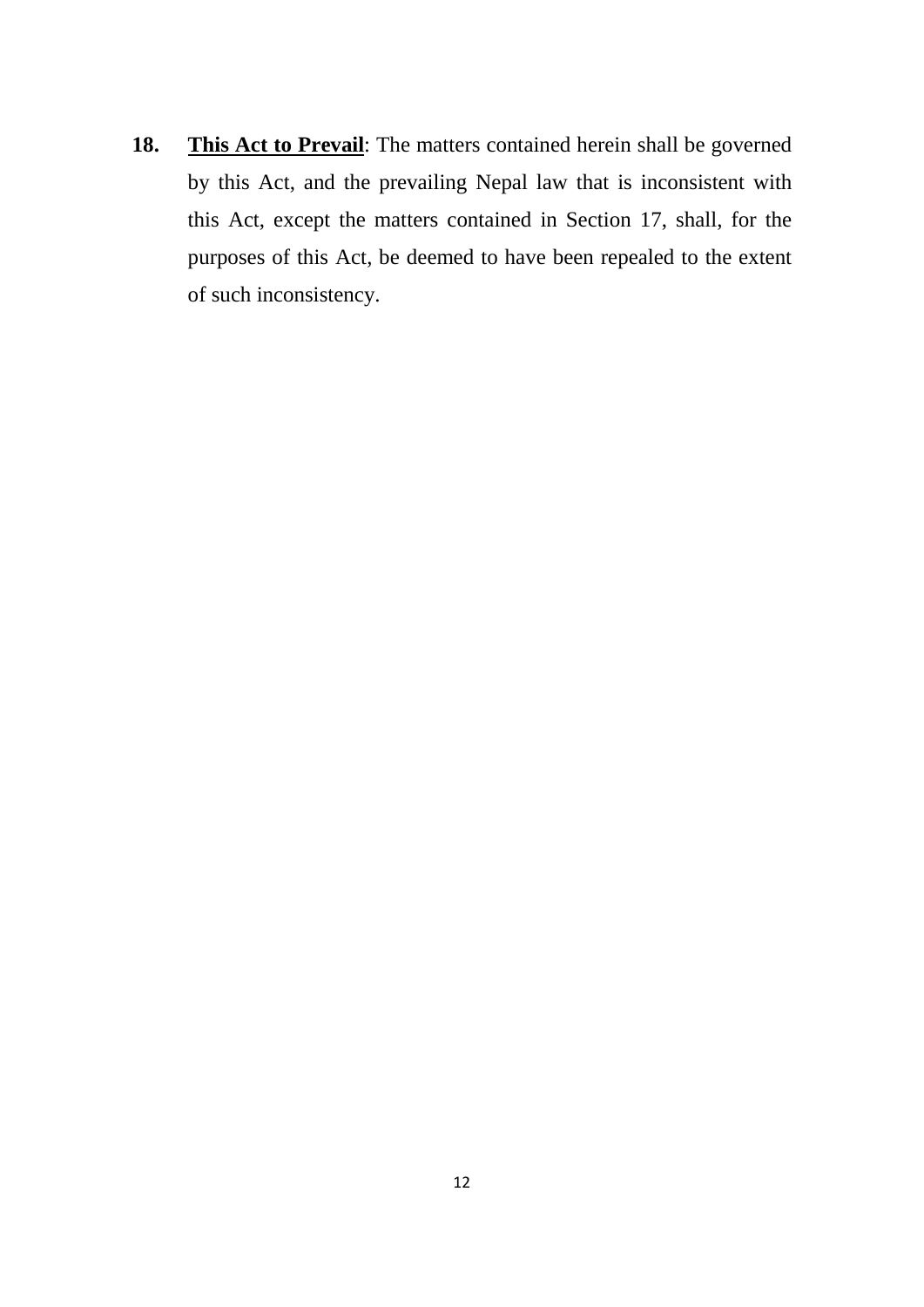**18.** **<u>This Act to Prevail</u>**: The matters contained herein shall be governed by this Act, and the prevailing Nepal law that is inconsistent with this Act, except the matters contained in Section 17, shall, for the purposes of this Act, be deemed to have been repealed to the extent of such inconsistency.